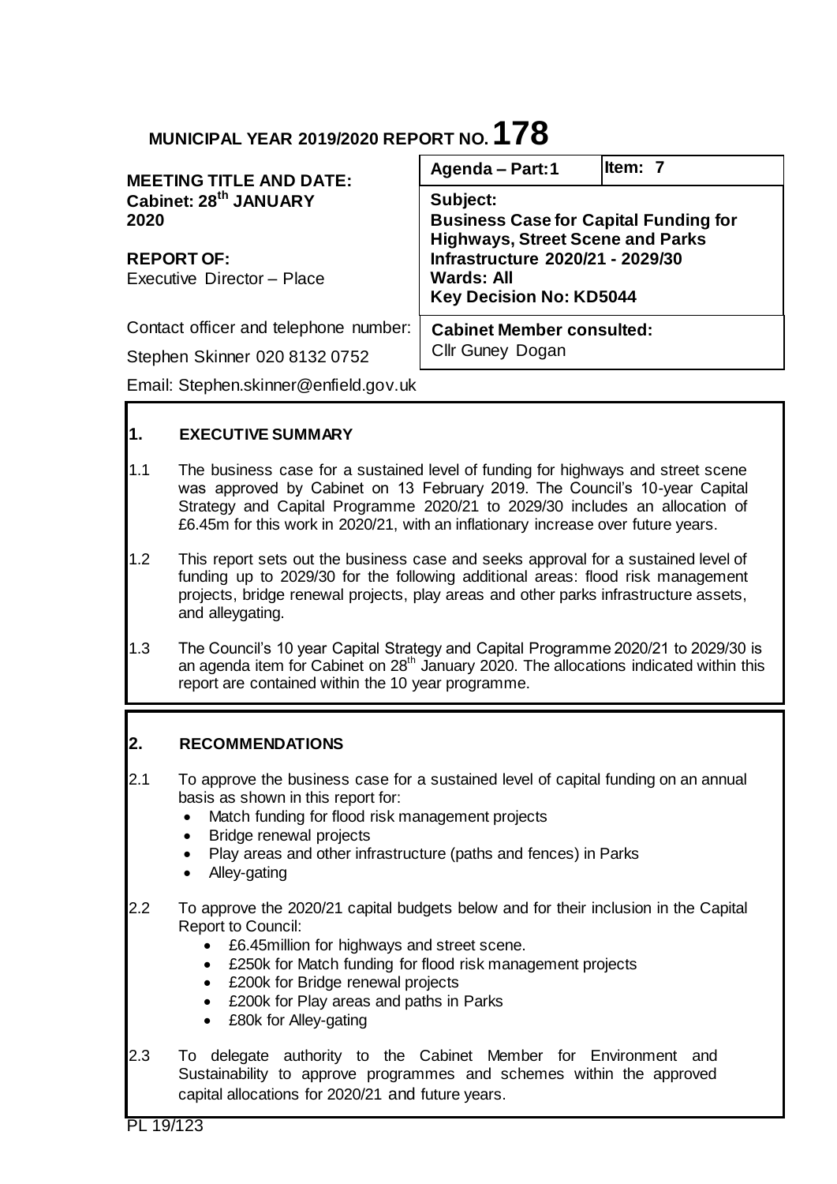# MUNICIPAL YEAR 2019/2020 REPORT NO. 178

| MEETING TITLE AND DATE: | Agenda – Part: 1 | Item: 7 |
| --- | --- | --- |
| **Cabinet: 28th JANUARY 2020** | **Subject:** **Business Case for Capital Funding for Highways, Street Scene and Parks Infrastructure 2020/21 - 2029/30** **Wards: All** **Key Decision No: KD5044** | |
| **REPORT OF:** Executive Director – Place | | |
| Contact officer and telephone number: Stephen Skinner 020 8132 0752 Email: Stephen.skinner@enfield.gov.uk | **Cabinet Member consulted:** Cllr Guney Dogan | |

## 1. EXECUTIVE SUMMARY

1.1 The business case for a sustained level of funding for highways and street scene was approved by Cabinet on 13 February 2019. The Council's 10-year Capital Strategy and Capital Programme 2020/21 to 2029/30 includes an allocation of £6.45m for this work in 2020/21, with an inflationary increase over future years.

1.2 This report sets out the business case and seeks approval for a sustained level of funding up to 2029/30 for the following additional areas: flood risk management projects, bridge renewal projects, play areas and other parks infrastructure assets, and alleygating.

1.3 The Council's 10 year Capital Strategy and Capital Programme 2020/21 to 2029/30 is an agenda item for Cabinet on 28th January 2020. The allocations indicated within this report are contained within the 10 year programme.

## 2. RECOMMENDATIONS

2.1 To approve the business case for a sustained level of capital funding on an annual basis as shown in this report for:

- Match funding for flood risk management projects
- Bridge renewal projects
- Play areas and other infrastructure (paths and fences) in Parks
- Alley-gating

2.2 To approve the 2020/21 capital budgets below and for their inclusion in the Capital Report to Council:

- £6.45million for highways and street scene.
- £250k for Match funding for flood risk management projects
- £200k for Bridge renewal projects
- £200k for Play areas and paths in Parks
- £80k for Alley-gating

2.3 To delegate authority to the Cabinet Member for Environment and Sustainability to approve programmes and schemes within the approved capital allocations for 2020/21 and future years.

PL 19/123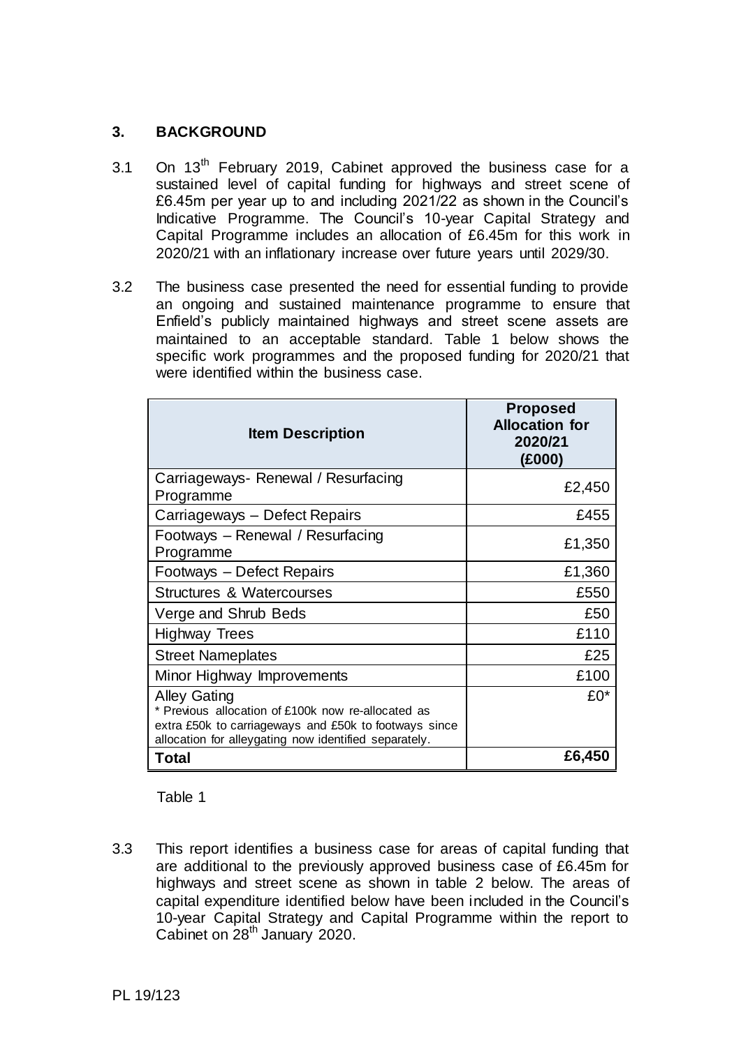## 3. BACKGROUND

3.1 On 13th February 2019, Cabinet approved the business case for a sustained level of capital funding for highways and street scene of £6.45m per year up to and including 2021/22 as shown in the Council's Indicative Programme. The Council's 10-year Capital Strategy and Capital Programme includes an allocation of £6.45m for this work in 2020/21 with an inflationary increase over future years until 2029/30.

3.2 The business case presented the need for essential funding to provide an ongoing and sustained maintenance programme to ensure that Enfield's publicly maintained highways and street scene assets are maintained to an acceptable standard. Table 1 below shows the specific work programmes and the proposed funding for 2020/21 that were identified within the business case.

| Item Description | Proposed Allocation for 2020/21 (£000) |
|---|---|
| Carriageways- Renewal / Resurfacing Programme | £2,450 |
| Carriageways – Defect Repairs | £455 |
| Footways – Renewal / Resurfacing Programme | £1,350 |
| Footways – Defect Repairs | £1,360 |
| Structures & Watercourses | £550 |
| Verge and Shrub Beds | £50 |
| Highway Trees | £110 |
| Street Nameplates | £25 |
| Minor Highway Improvements | £100 |
| Alley Gating<br>* Previous allocation of £100k now re-allocated as extra £50k to carriageways and £50k to footways since allocation for alleygating now identified separately. | £0* |
| **Total** | **£6,450** |

Table 1

3.3 This report identifies a business case for areas of capital funding that are additional to the previously approved business case of £6.45m for highways and street scene as shown in table 2 below. The areas of capital expenditure identified below have been included in the Council's 10-year Capital Strategy and Capital Programme within the report to Cabinet on 28th January 2020.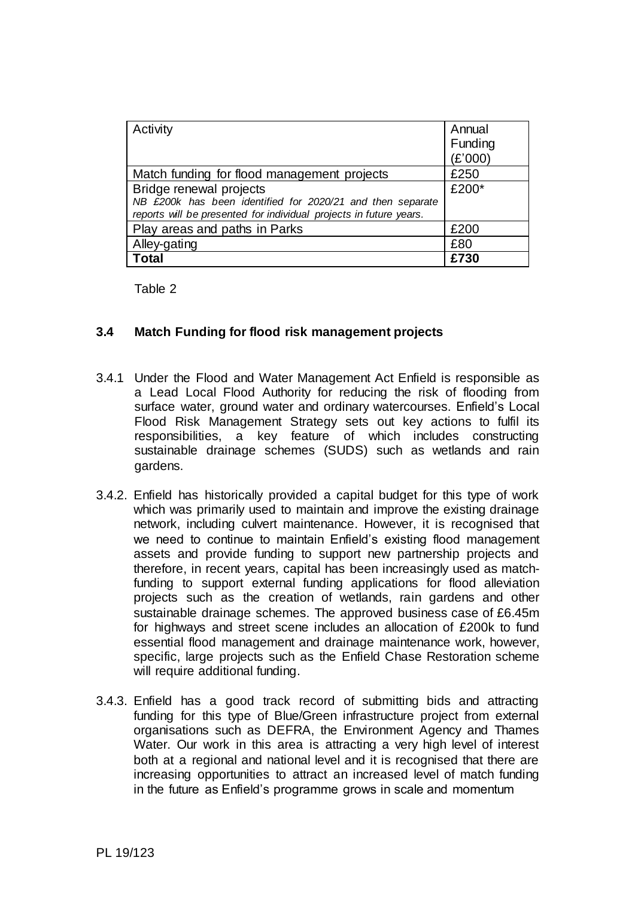| Activity | Annual Funding (£'000) |
| --- | --- |
| Match funding for flood management projects | £250 |
| Bridge renewal projects<br>*NB £200k has been identified for 2020/21 and then separate reports will be presented for individual projects in future years.* | £200* |
| Play areas and paths in Parks | £200 |
| Alley-gating | £80 |
| **Total** | **£730** |

Table 2

### 3.4 Match Funding for flood risk management projects

3.4.1 Under the Flood and Water Management Act Enfield is responsible as a Lead Local Flood Authority for reducing the risk of flooding from surface water, ground water and ordinary watercourses. Enfield's Local Flood Risk Management Strategy sets out key actions to fulfil its responsibilities, a key feature of which includes constructing sustainable drainage schemes (SUDS) such as wetlands and rain gardens.

3.4.2. Enfield has historically provided a capital budget for this type of work which was primarily used to maintain and improve the existing drainage network, including culvert maintenance. However, it is recognised that we need to continue to maintain Enfield's existing flood management assets and provide funding to support new partnership projects and therefore, in recent years, capital has been increasingly used as match-funding to support external funding applications for flood alleviation projects such as the creation of wetlands, rain gardens and other sustainable drainage schemes. The approved business case of £6.45m for highways and street scene includes an allocation of £200k to fund essential flood management and drainage maintenance work, however, specific, large projects such as the Enfield Chase Restoration scheme will require additional funding.

3.4.3. Enfield has a good track record of submitting bids and attracting funding for this type of Blue/Green infrastructure project from external organisations such as DEFRA, the Environment Agency and Thames Water. Our work in this area is attracting a very high level of interest both at a regional and national level and it is recognised that there are increasing opportunities to attract an increased level of match funding in the future as Enfield's programme grows in scale and momentum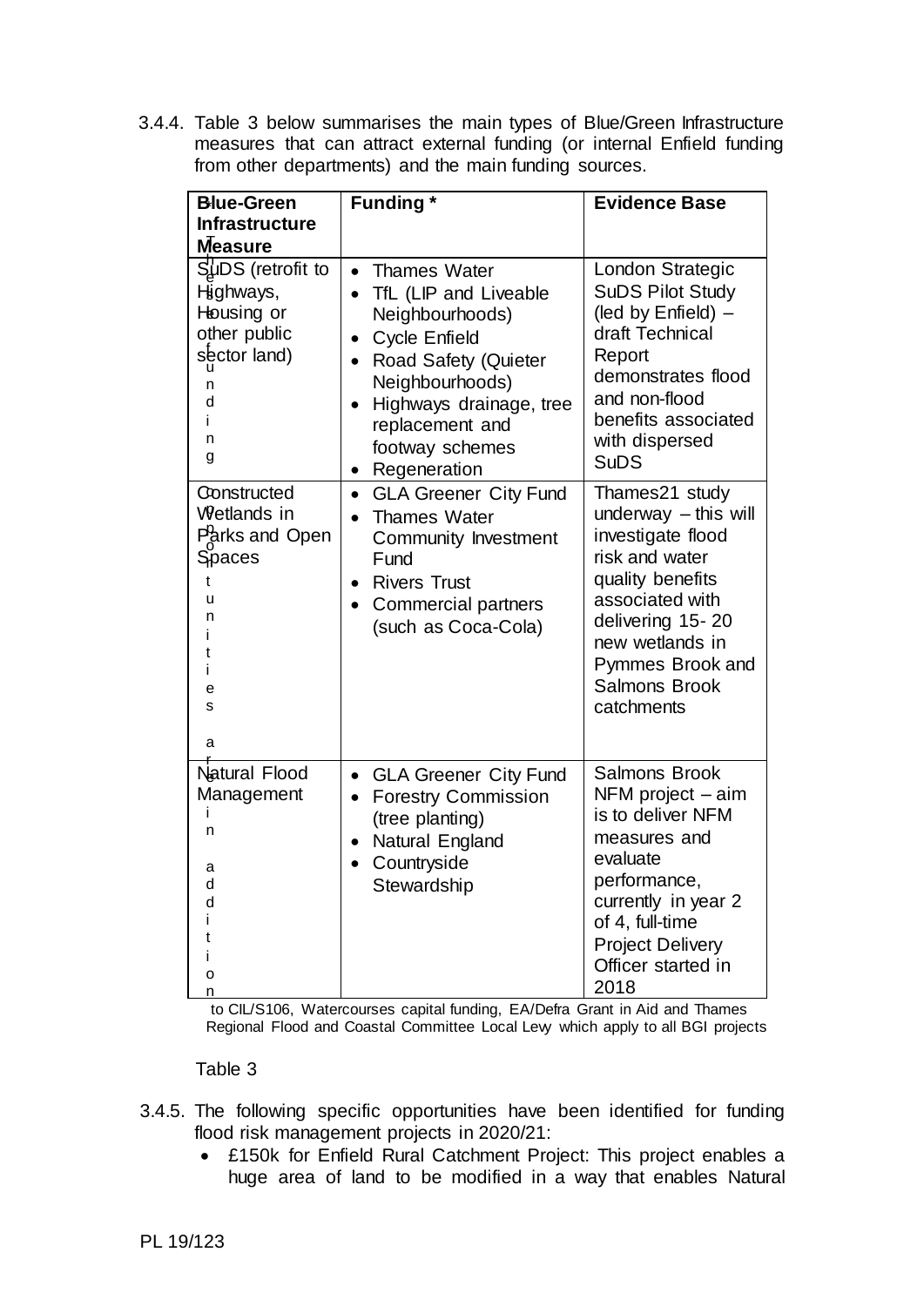3.4.4. Table 3 below summarises the main types of Blue/Green Infrastructure measures that can attract external funding (or internal Enfield funding from other departments) and the main funding sources.

| Blue-Green Infrastructure Measure | Funding * | Evidence Base |
|---|---|---|
| SuDS (retrofit to Highways, Housing or other public sector land) | • Thames Water<br>• TfL (LIP and Liveable Neighbourhoods)<br>• Cycle Enfield<br>• Road Safety (Quieter Neighbourhoods)<br>• Highways drainage, tree replacement and footway schemes<br>• Regeneration | London Strategic SuDS Pilot Study (led by Enfield) – draft Technical Report demonstrates flood and non-flood benefits associated with dispersed SuDS |
| Constructed Wetlands in Parks and Open Spaces | • GLA Greener City Fund<br>• Thames Water Community Investment Fund<br>• Rivers Trust<br>• Commercial partners (such as Coca-Cola) | Thames21 study underway – this will investigate flood risk and water quality benefits associated with delivering 15- 20 new wetlands in Pymmes Brook and Salmons Brook catchments |
| Natural Flood Management | • GLA Greener City Fund<br>• Forestry Commission (tree planting)<br>• Natural England<br>• Countryside Stewardship | Salmons Brook NFM project – aim is to deliver NFM measures and evaluate performance, currently in year 2 of 4, full-time Project Delivery Officer started in 2018 |

* These funding opportunities are in addition to CIL/S106, Watercourses capital funding, EA/Defra Grant in Aid and Thames Regional Flood and Coastal Committee Local Levy which apply to all BGI projects

Table 3

3.4.5. The following specific opportunities have been identified for funding flood risk management projects in 2020/21:

- £150k for Enfield Rural Catchment Project: This project enables a huge area of land to be modified in a way that enables Natural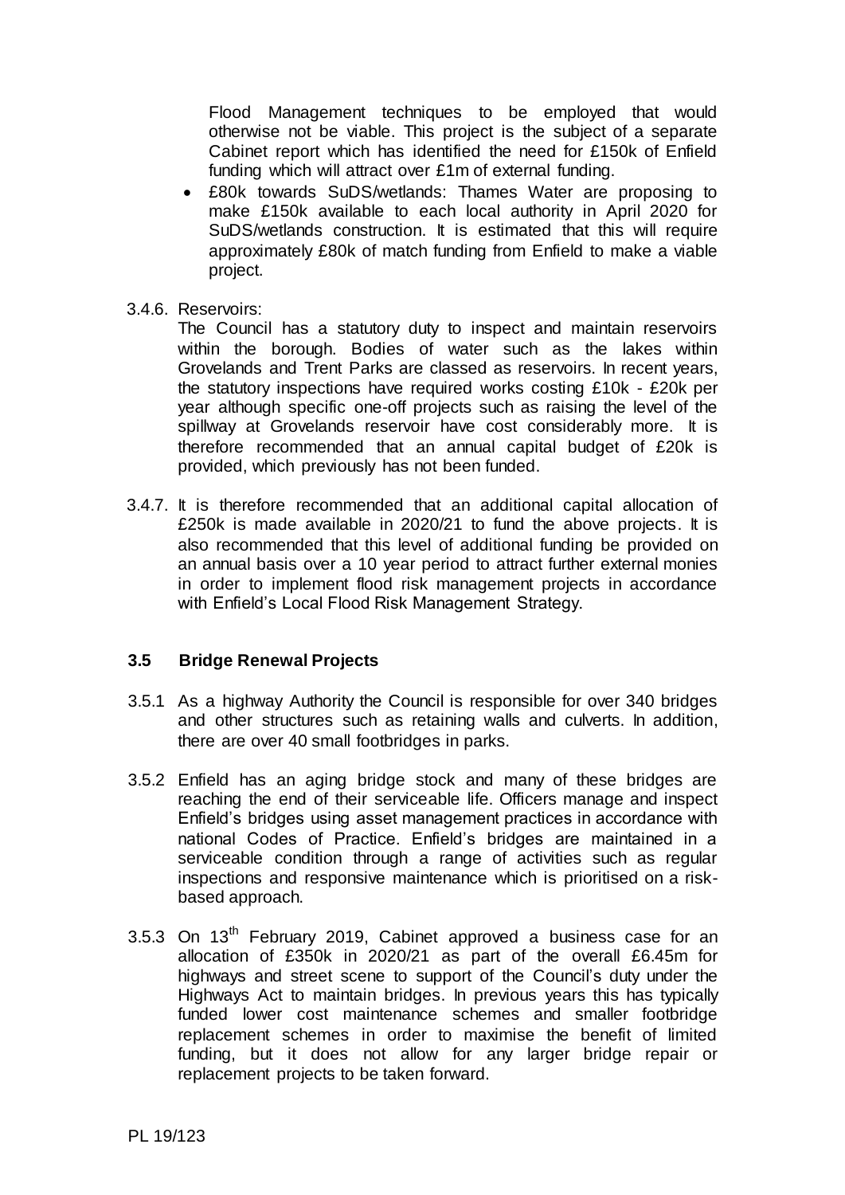Flood Management techniques to be employed that would otherwise not be viable. This project is the subject of a separate Cabinet report which has identified the need for £150k of Enfield funding which will attract over £1m of external funding.

- £80k towards SuDS/wetlands: Thames Water are proposing to make £150k available to each local authority in April 2020 for SuDS/wetlands construction. It is estimated that this will require approximately £80k of match funding from Enfield to make a viable project.

3.4.6. Reservoirs:
The Council has a statutory duty to inspect and maintain reservoirs within the borough. Bodies of water such as the lakes within Grovelands and Trent Parks are classed as reservoirs. In recent years, the statutory inspections have required works costing £10k - £20k per year although specific one-off projects such as raising the level of the spillway at Grovelands reservoir have cost considerably more. It is therefore recommended that an annual capital budget of £20k is provided, which previously has not been funded.

3.4.7. It is therefore recommended that an additional capital allocation of £250k is made available in 2020/21 to fund the above projects. It is also recommended that this level of additional funding be provided on an annual basis over a 10 year period to attract further external monies in order to implement flood risk management projects in accordance with Enfield's Local Flood Risk Management Strategy.

### 3.5 Bridge Renewal Projects

3.5.1 As a highway Authority the Council is responsible for over 340 bridges and other structures such as retaining walls and culverts. In addition, there are over 40 small footbridges in parks.

3.5.2 Enfield has an aging bridge stock and many of these bridges are reaching the end of their serviceable life. Officers manage and inspect Enfield's bridges using asset management practices in accordance with national Codes of Practice. Enfield's bridges are maintained in a serviceable condition through a range of activities such as regular inspections and responsive maintenance which is prioritised on a risk-based approach.

3.5.3 On 13th February 2019, Cabinet approved a business case for an allocation of £350k in 2020/21 as part of the overall £6.45m for highways and street scene to support of the Council's duty under the Highways Act to maintain bridges. In previous years this has typically funded lower cost maintenance schemes and smaller footbridge replacement schemes in order to maximise the benefit of limited funding, but it does not allow for any larger bridge repair or replacement projects to be taken forward.

PL 19/123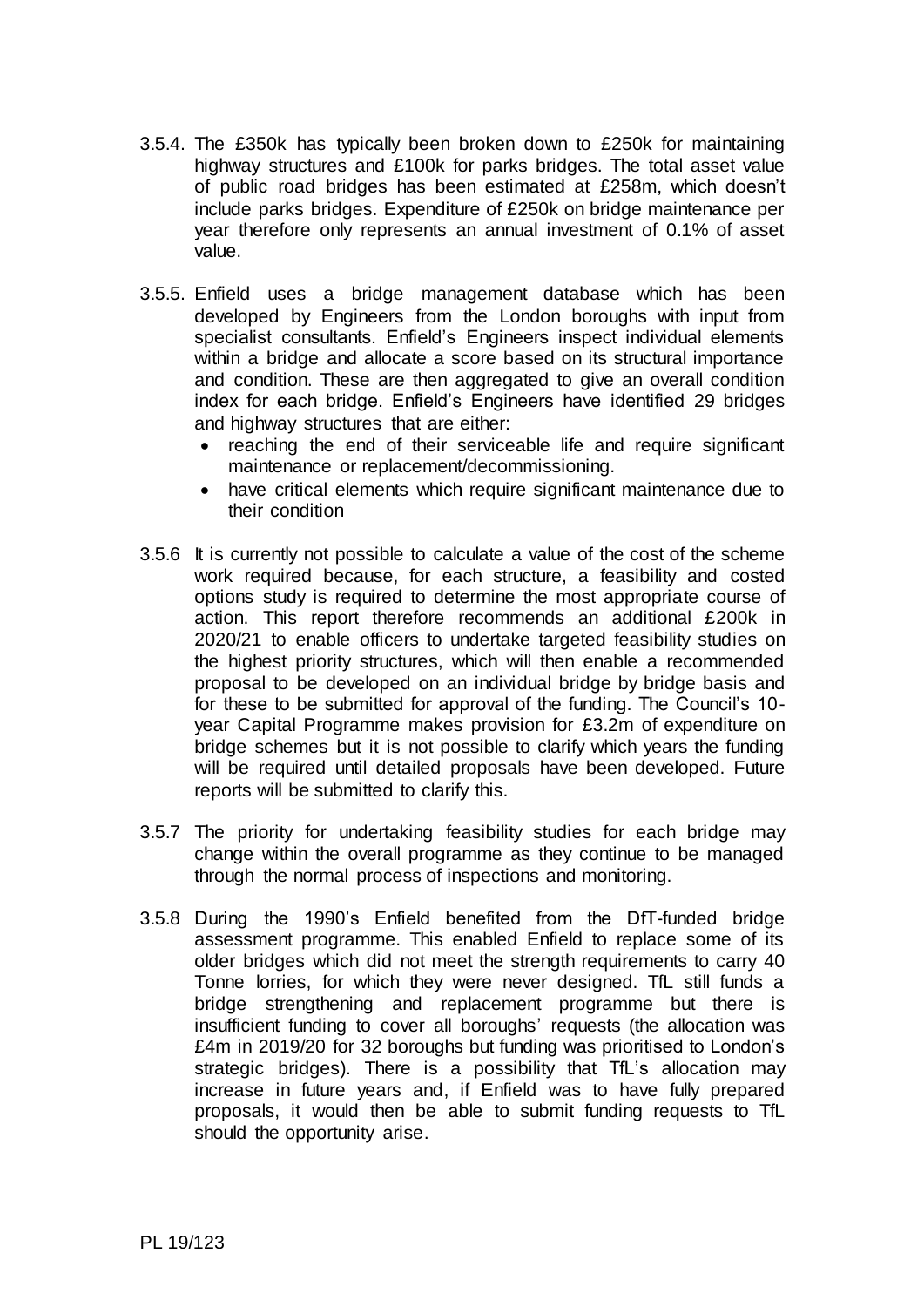3.5.4. The £350k has typically been broken down to £250k for maintaining highway structures and £100k for parks bridges. The total asset value of public road bridges has been estimated at £258m, which doesn't include parks bridges. Expenditure of £250k on bridge maintenance per year therefore only represents an annual investment of 0.1% of asset value.

3.5.5. Enfield uses a bridge management database which has been developed by Engineers from the London boroughs with input from specialist consultants. Enfield's Engineers inspect individual elements within a bridge and allocate a score based on its structural importance and condition. These are then aggregated to give an overall condition index for each bridge. Enfield's Engineers have identified 29 bridges and highway structures that are either:

- reaching the end of their serviceable life and require significant maintenance or replacement/decommissioning.
- have critical elements which require significant maintenance due to their condition

3.5.6 It is currently not possible to calculate a value of the cost of the scheme work required because, for each structure, a feasibility and costed options study is required to determine the most appropriate course of action. This report therefore recommends an additional £200k in 2020/21 to enable officers to undertake targeted feasibility studies on the highest priority structures, which will then enable a recommended proposal to be developed on an individual bridge by bridge basis and for these to be submitted for approval of the funding. The Council's 10-year Capital Programme makes provision for £3.2m of expenditure on bridge schemes but it is not possible to clarify which years the funding will be required until detailed proposals have been developed. Future reports will be submitted to clarify this.

3.5.7 The priority for undertaking feasibility studies for each bridge may change within the overall programme as they continue to be managed through the normal process of inspections and monitoring.

3.5.8 During the 1990's Enfield benefited from the DfT-funded bridge assessment programme. This enabled Enfield to replace some of its older bridges which did not meet the strength requirements to carry 40 Tonne lorries, for which they were never designed. TfL still funds a bridge strengthening and replacement programme but there is insufficient funding to cover all boroughs' requests (the allocation was £4m in 2019/20 for 32 boroughs but funding was prioritised to London's strategic bridges). There is a possibility that TfL's allocation may increase in future years and, if Enfield was to have fully prepared proposals, it would then be able to submit funding requests to TfL should the opportunity arise.

PL 19/123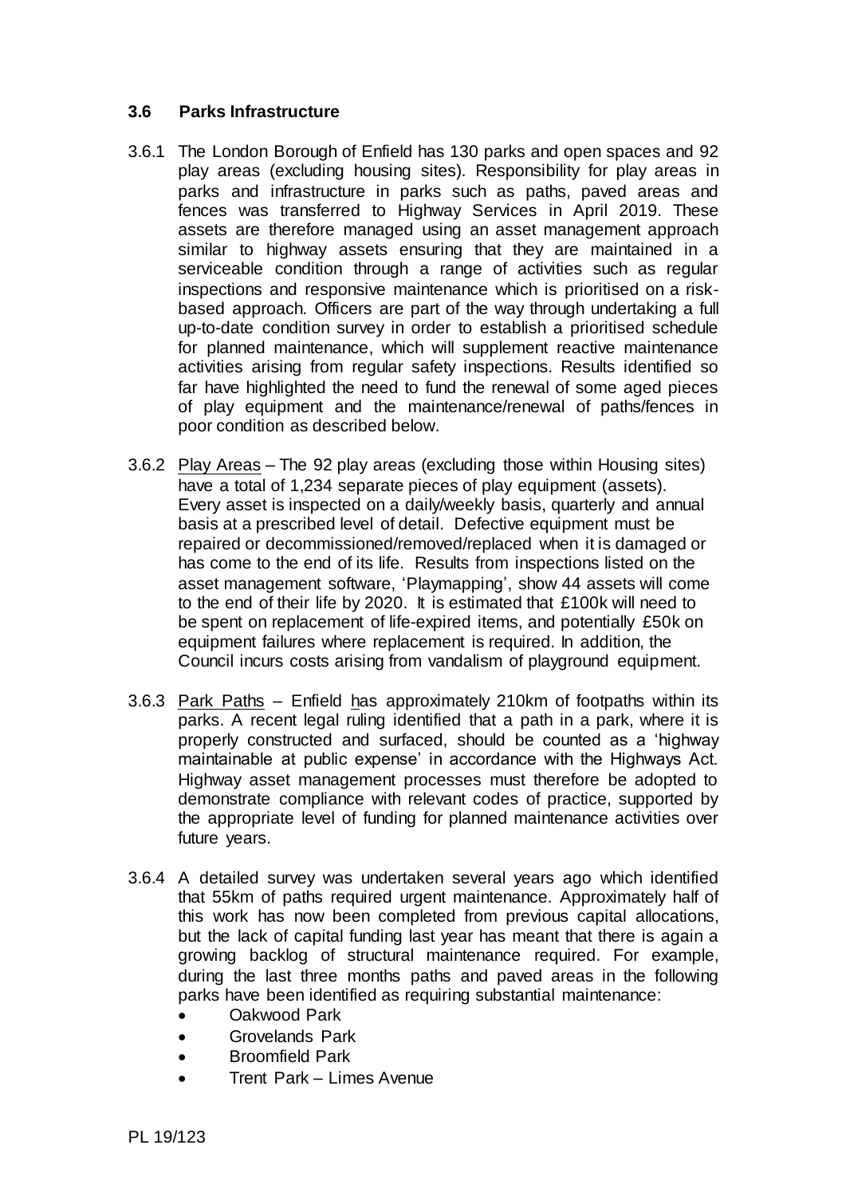### 3.6 Parks Infrastructure

3.6.1 The London Borough of Enfield has 130 parks and open spaces and 92 play areas (excluding housing sites). Responsibility for play areas in parks and infrastructure in parks such as paths, paved areas and fences was transferred to Highway Services in April 2019. These assets are therefore managed using an asset management approach similar to highway assets ensuring that they are maintained in a serviceable condition through a range of activities such as regular inspections and responsive maintenance which is prioritised on a risk-based approach. Officers are part of the way through undertaking a full up-to-date condition survey in order to establish a prioritised schedule for planned maintenance, which will supplement reactive maintenance activities arising from regular safety inspections. Results identified so far have highlighted the need to fund the renewal of some aged pieces of play equipment and the maintenance/renewal of paths/fences in poor condition as described below.

3.6.2 Play Areas – The 92 play areas (excluding those within Housing sites) have a total of 1,234 separate pieces of play equipment (assets). Every asset is inspected on a daily/weekly basis, quarterly and annual basis at a prescribed level of detail. Defective equipment must be repaired or decommissioned/removed/replaced when it is damaged or has come to the end of its life. Results from inspections listed on the asset management software, 'Playmapping', show 44 assets will come to the end of their life by 2020. It is estimated that £100k will need to be spent on replacement of life-expired items, and potentially £50k on equipment failures where replacement is required. In addition, the Council incurs costs arising from vandalism of playground equipment.

3.6.3 Park Paths – Enfield has approximately 210km of footpaths within its parks. A recent legal ruling identified that a path in a park, where it is properly constructed and surfaced, should be counted as a 'highway maintainable at public expense' in accordance with the Highways Act. Highway asset management processes must therefore be adopted to demonstrate compliance with relevant codes of practice, supported by the appropriate level of funding for planned maintenance activities over future years.

3.6.4 A detailed survey was undertaken several years ago which identified that 55km of paths required urgent maintenance. Approximately half of this work has now been completed from previous capital allocations, but the lack of capital funding last year has meant that there is again a growing backlog of structural maintenance required. For example, during the last three months paths and paved areas in the following parks have been identified as requiring substantial maintenance:

- Oakwood Park
- Grovelands Park
- Broomfield Park
- Trent Park – Limes Avenue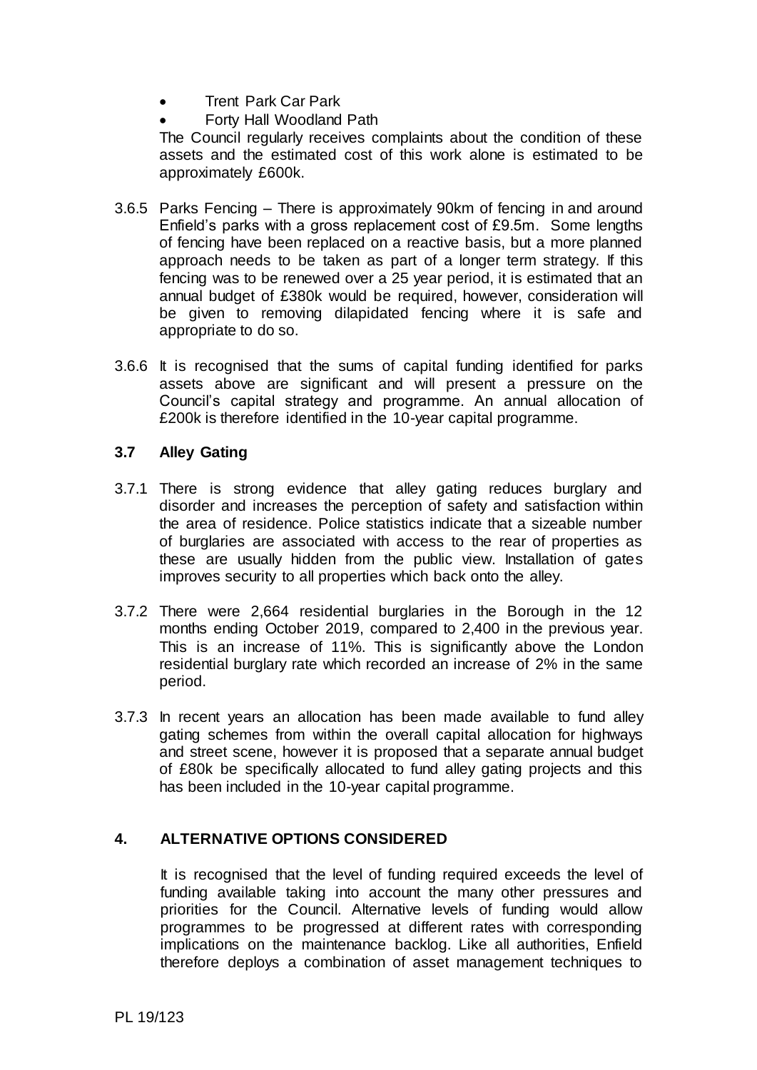- Trent Park Car Park
- Forty Hall Woodland Path

The Council regularly receives complaints about the condition of these assets and the estimated cost of this work alone is estimated to be approximately £600k.

3.6.5 Parks Fencing – There is approximately 90km of fencing in and around Enfield's parks with a gross replacement cost of £9.5m. Some lengths of fencing have been replaced on a reactive basis, but a more planned approach needs to be taken as part of a longer term strategy. If this fencing was to be renewed over a 25 year period, it is estimated that an annual budget of £380k would be required, however, consideration will be given to removing dilapidated fencing where it is safe and appropriate to do so.

3.6.6 It is recognised that the sums of capital funding identified for parks assets above are significant and will present a pressure on the Council's capital strategy and programme. An annual allocation of £200k is therefore identified in the 10-year capital programme.

### 3.7 Alley Gating

3.7.1 There is strong evidence that alley gating reduces burglary and disorder and increases the perception of safety and satisfaction within the area of residence. Police statistics indicate that a sizeable number of burglaries are associated with access to the rear of properties as these are usually hidden from the public view. Installation of gates improves security to all properties which back onto the alley.

3.7.2 There were 2,664 residential burglaries in the Borough in the 12 months ending October 2019, compared to 2,400 in the previous year. This is an increase of 11%. This is significantly above the London residential burglary rate which recorded an increase of 2% in the same period.

3.7.3 In recent years an allocation has been made available to fund alley gating schemes from within the overall capital allocation for highways and street scene, however it is proposed that a separate annual budget of £80k be specifically allocated to fund alley gating projects and this has been included in the 10-year capital programme.

## 4. ALTERNATIVE OPTIONS CONSIDERED

It is recognised that the level of funding required exceeds the level of funding available taking into account the many other pressures and priorities for the Council. Alternative levels of funding would allow programmes to be progressed at different rates with corresponding implications on the maintenance backlog. Like all authorities, Enfield therefore deploys a combination of asset management techniques to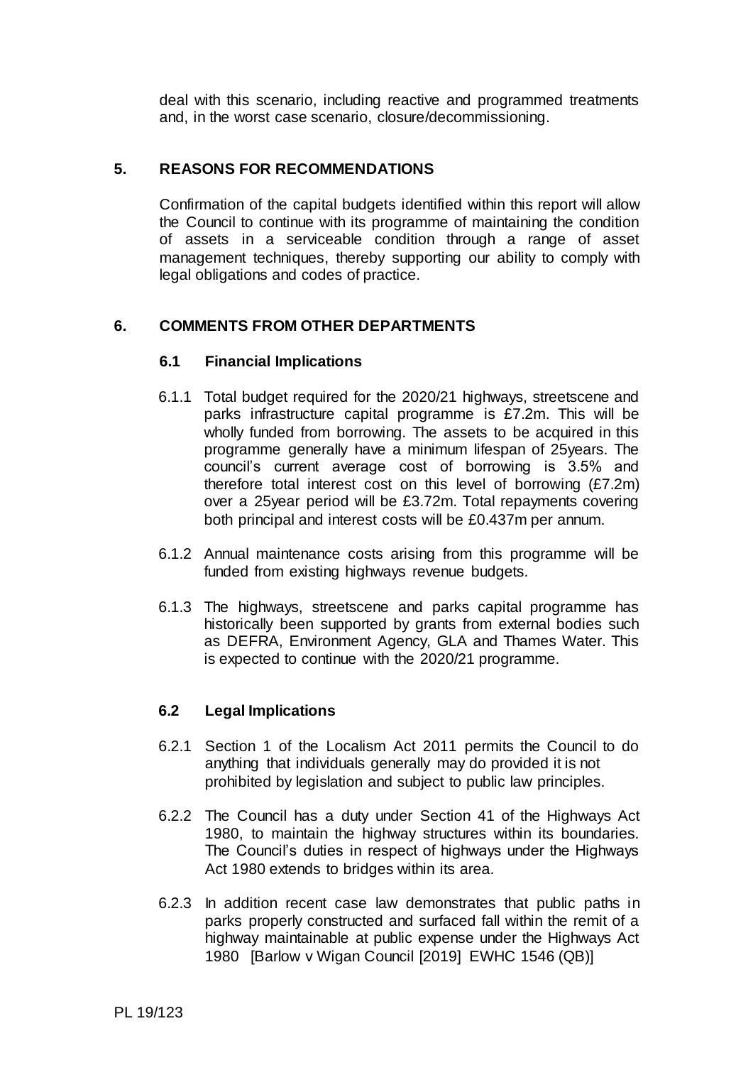deal with this scenario, including reactive and programmed treatments and, in the worst case scenario, closure/decommissioning.

## 5. REASONS FOR RECOMMENDATIONS

Confirmation of the capital budgets identified within this report will allow the Council to continue with its programme of maintaining the condition of assets in a serviceable condition through a range of asset management techniques, thereby supporting our ability to comply with legal obligations and codes of practice.

## 6. COMMENTS FROM OTHER DEPARTMENTS

### 6.1 Financial Implications

6.1.1 Total budget required for the 2020/21 highways, streetscene and parks infrastructure capital programme is £7.2m. This will be wholly funded from borrowing. The assets to be acquired in this programme generally have a minimum lifespan of 25years. The council's current average cost of borrowing is 3.5% and therefore total interest cost on this level of borrowing (£7.2m) over a 25year period will be £3.72m. Total repayments covering both principal and interest costs will be £0.437m per annum.

6.1.2 Annual maintenance costs arising from this programme will be funded from existing highways revenue budgets.

6.1.3 The highways, streetscene and parks capital programme has historically been supported by grants from external bodies such as DEFRA, Environment Agency, GLA and Thames Water. This is expected to continue with the 2020/21 programme.

### 6.2 Legal Implications

6.2.1 Section 1 of the Localism Act 2011 permits the Council to do anything that individuals generally may do provided it is not prohibited by legislation and subject to public law principles.

6.2.2 The Council has a duty under Section 41 of the Highways Act 1980, to maintain the highway structures within its boundaries. The Council's duties in respect of highways under the Highways Act 1980 extends to bridges within its area.

6.2.3 In addition recent case law demonstrates that public paths in parks properly constructed and surfaced fall within the remit of a highway maintainable at public expense under the Highways Act 1980 [Barlow v Wigan Council [2019] EWHC 1546 (QB)]

PL 19/123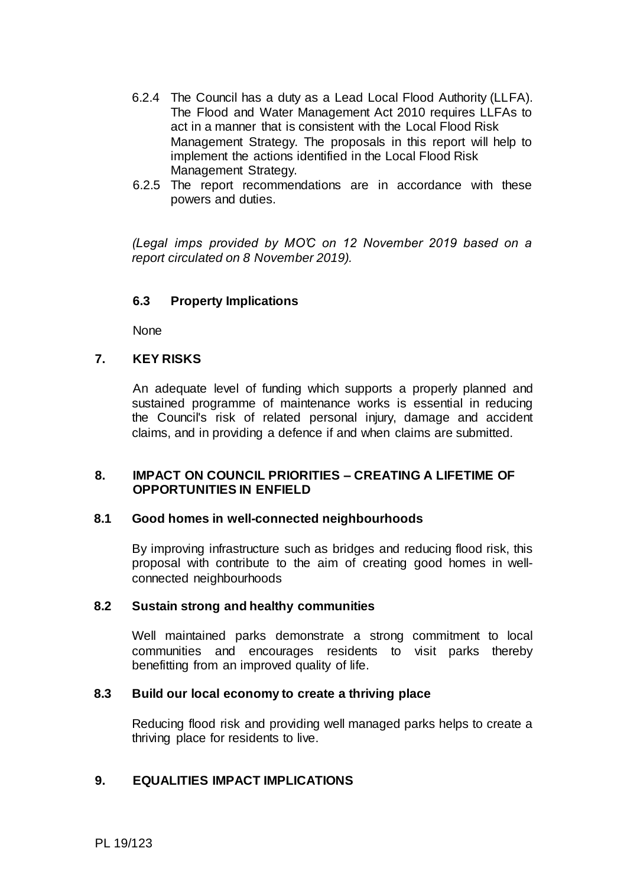6.2.4 The Council has a duty as a Lead Local Flood Authority (LLFA). The Flood and Water Management Act 2010 requires LLFAs to act in a manner that is consistent with the Local Flood Risk Management Strategy. The proposals in this report will help to implement the actions identified in the Local Flood Risk Management Strategy.

6.2.5 The report recommendations are in accordance with these powers and duties.

*(Legal imps provided by MO'C on 12 November 2019 based on a report circulated on 8 November 2019).*

### 6.3 Property Implications

None

## 7. KEY RISKS

An adequate level of funding which supports a properly planned and sustained programme of maintenance works is essential in reducing the Council's risk of related personal injury, damage and accident claims, and in providing a defence if and when claims are submitted.

## 8. IMPACT ON COUNCIL PRIORITIES – CREATING A LIFETIME OF OPPORTUNITIES IN ENFIELD

### 8.1 Good homes in well-connected neighbourhoods

By improving infrastructure such as bridges and reducing flood risk, this proposal with contribute to the aim of creating good homes in well-connected neighbourhoods

### 8.2 Sustain strong and healthy communities

Well maintained parks demonstrate a strong commitment to local communities and encourages residents to visit parks thereby benefitting from an improved quality of life.

### 8.3 Build our local economy to create a thriving place

Reducing flood risk and providing well managed parks helps to create a thriving place for residents to live.

## 9. EQUALITIES IMPACT IMPLICATIONS

PL 19/123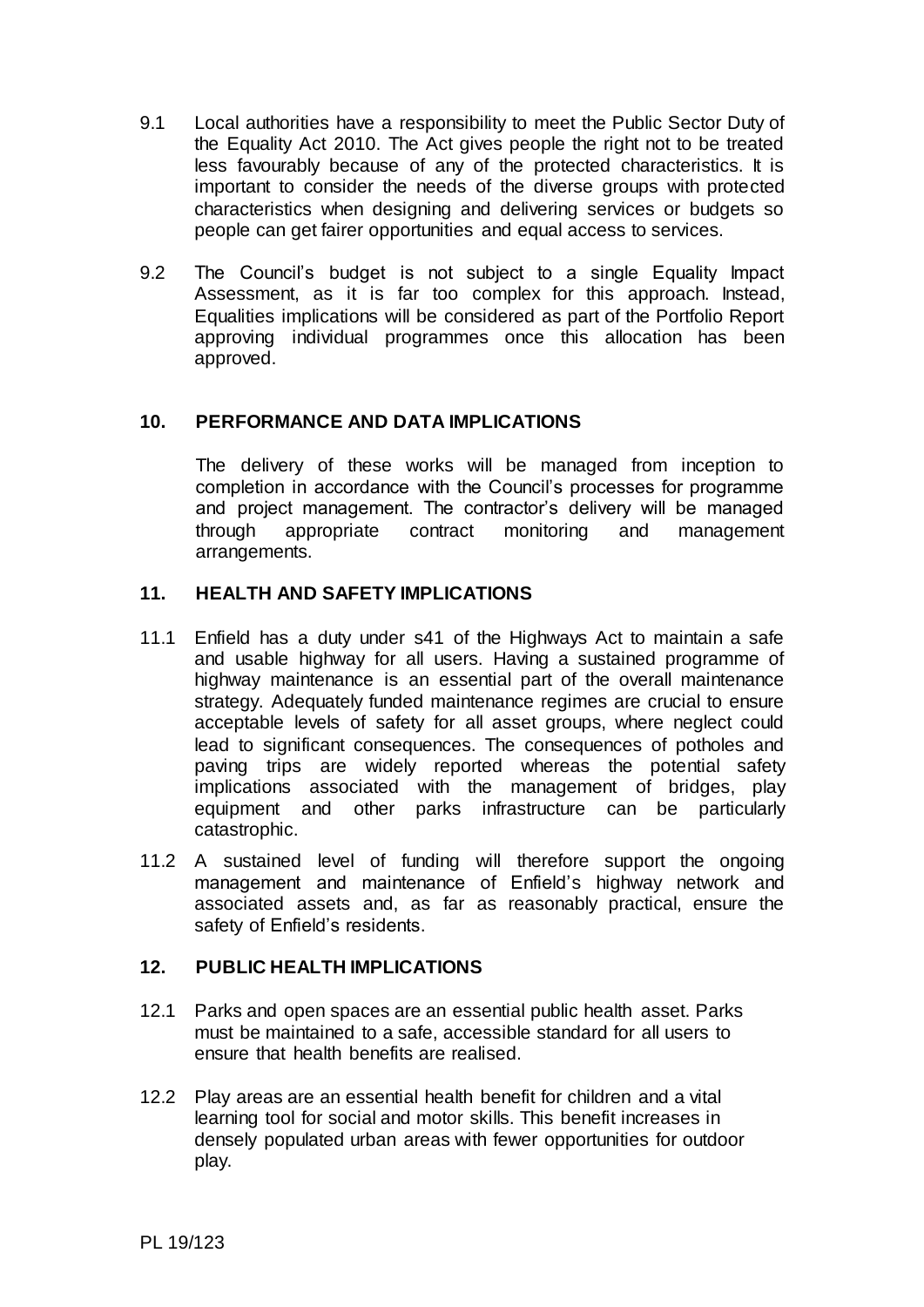9.1 Local authorities have a responsibility to meet the Public Sector Duty of the Equality Act 2010. The Act gives people the right not to be treated less favourably because of any of the protected characteristics. It is important to consider the needs of the diverse groups with protected characteristics when designing and delivering services or budgets so people can get fairer opportunities and equal access to services.

9.2 The Council's budget is not subject to a single Equality Impact Assessment, as it is far too complex for this approach. Instead, Equalities implications will be considered as part of the Portfolio Report approving individual programmes once this allocation has been approved.

## 10. PERFORMANCE AND DATA IMPLICATIONS

The delivery of these works will be managed from inception to completion in accordance with the Council's processes for programme and project management. The contractor's delivery will be managed through appropriate contract monitoring and management arrangements.

## 11. HEALTH AND SAFETY IMPLICATIONS

11.1 Enfield has a duty under s41 of the Highways Act to maintain a safe and usable highway for all users. Having a sustained programme of highway maintenance is an essential part of the overall maintenance strategy. Adequately funded maintenance regimes are crucial to ensure acceptable levels of safety for all asset groups, where neglect could lead to significant consequences. The consequences of potholes and paving trips are widely reported whereas the potential safety implications associated with the management of bridges, play equipment and other parks infrastructure can be particularly catastrophic.

11.2 A sustained level of funding will therefore support the ongoing management and maintenance of Enfield's highway network and associated assets and, as far as reasonably practical, ensure the safety of Enfield's residents.

## 12. PUBLIC HEALTH IMPLICATIONS

12.1 Parks and open spaces are an essential public health asset. Parks must be maintained to a safe, accessible standard for all users to ensure that health benefits are realised.

12.2 Play areas are an essential health benefit for children and a vital learning tool for social and motor skills. This benefit increases in densely populated urban areas with fewer opportunities for outdoor play.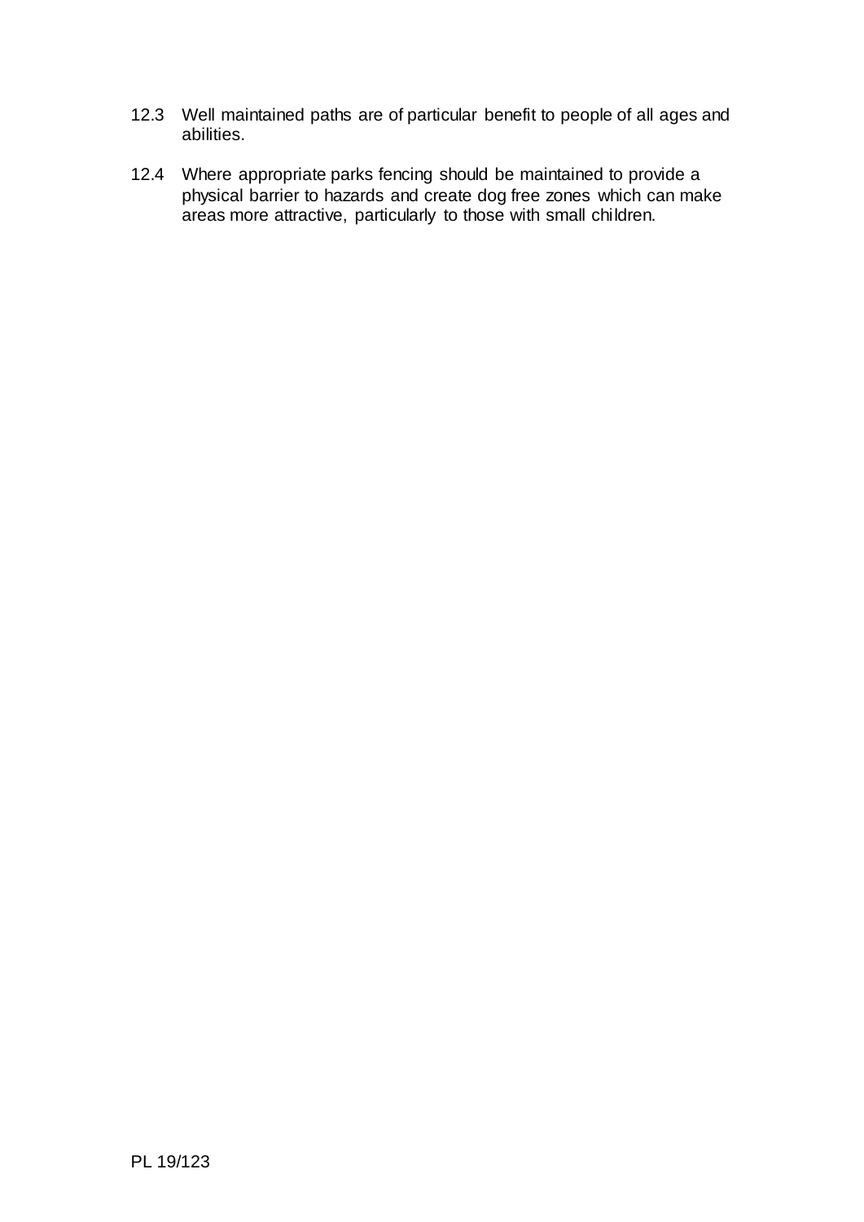12.3 Well maintained paths are of particular benefit to people of all ages and abilities.

12.4 Where appropriate parks fencing should be maintained to provide a physical barrier to hazards and create dog free zones which can make areas more attractive, particularly to those with small children.